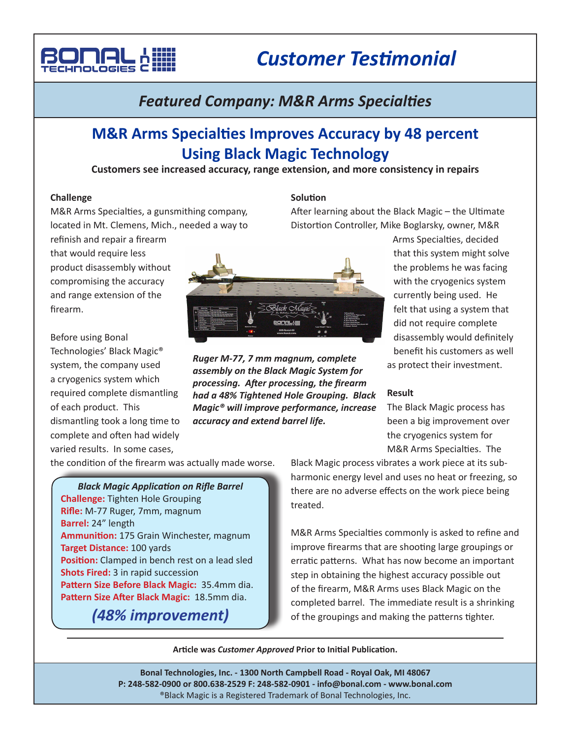# Customer Testimonial

## Featured Company: M&R Arms Specialties

## M&R Arms Specialties Improves Accuracy by 48 percent Using Black Magic Technology

**Customers see increased accuracy, range extension, and more consistency in repairs**

**Challenge**

M&R Arms Specialties, a gunsmithing company, located in Mt. Clemens, Mich., needed a way to refinish and repair a firearm that would require less product disassembly without compromising the accuracy and range extension of the firearm.

Before using Bonal Technologies' Black Magic® system, the company used a cryogenics system which required complete dismantling of each product. This dismantling took a long time to complete and often had widely varied results. In some cases, the condition of the firearm was actually made worse.

*Ruger M-77, 7 mm magnum, complete assembly on the Black Magic System for processing. After processing, the firearm had a 48% Tightened Hole Grouping. Black Magic® will improve performance, increase accuracy and extend barrel life.*

***Black Magic Application on Rifle Barrel***

**Challenge:** Tighten Hole Grouping
**Rifle:** M-77 Ruger, 7mm, magnum
**Barrel:** 24" length
**Ammunition:** 175 Grain Winchester, magnum
**Target Distance:** 100 yards
**Position:** Clamped in bench rest on a lead sled
**Shots Fired:** 3 in rapid succession
**Pattern Size Before Black Magic:** 35.4mm dia.
**Pattern Size After Black Magic:** 18.5mm dia.

***(48% improvement)***

**Solution**

After learning about the Black Magic – the Ultimate Distortion Controller, Mike Boglarsky, owner, M&R Arms Specialties, decided that this system might solve the problems he was facing with the cryogenics system currently being used. He felt that using a system that did not require complete disassembly would definitely benefit his customers as well as protect their investment.

**Result**

The Black Magic process has been a big improvement over the cryogenics system for M&R Arms Specialties. The Black Magic process vibrates a work piece at its sub-harmonic energy level and uses no heat or freezing, so there are no adverse effects on the work piece being treated.

M&R Arms Specialties commonly is asked to refine and improve firearms that are shooting large groupings or erratic patterns. What has now become an important step in obtaining the highest accuracy possible out of the firearm, M&R Arms uses Black Magic on the completed barrel. The immediate result is a shrinking of the groupings and making the patterns tighter.

**Article was *Customer Approved* Prior to Initial Publication.**

**Bonal Technologies, Inc. - 1300 North Campbell Road - Royal Oak, MI 48067**
**P: 248-582-0900 or 800.638-2529 F: 248-582-0901 - info@bonal.com - www.bonal.com**
®Black Magic is a Registered Trademark of Bonal Technologies, Inc.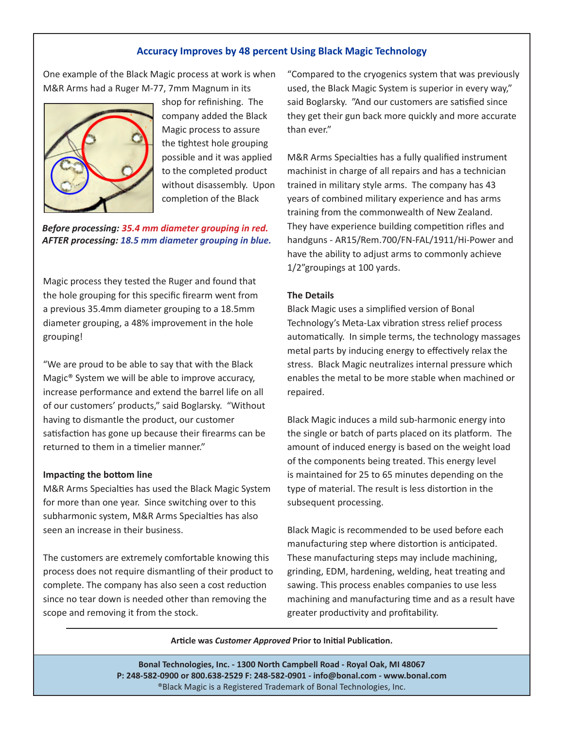## Accuracy Improves by 48 percent Using Black Magic Technology

One example of the Black Magic process at work is when M&R Arms had a Ruger M-77, 7mm Magnum in its shop for refinishing. The company added the Black Magic process to assure the tightest hole grouping possible and it was applied to the completed product without disassembly. Upon completion of the Black Magic process they tested the Ruger and found that the hole grouping for this specific firearm went from a previous 35.4mm diameter grouping to a 18.5mm diameter grouping, a 48% improvement in the hole grouping!

***Before processing:*** ***35.4 mm diameter grouping in red.***
***AFTER processing:*** ***18.5 mm diameter grouping in blue.***

"We are proud to be able to say that with the Black Magic® System we will be able to improve accuracy, increase performance and extend the barrel life on all of our customers' products," said Boglarsky. "Without having to dismantle the product, our customer satisfaction has gone up because their firearms can be returned to them in a timelier manner."

**Impacting the bottom line**

M&R Arms Specialties has used the Black Magic System for more than one year. Since switching over to this subharmonic system, M&R Arms Specialties has also seen an increase in their business.

The customers are extremely comfortable knowing this process does not require dismantling of their product to complete. The company has also seen a cost reduction since no tear down is needed other than removing the scope and removing it from the stock.

"Compared to the cryogenics system that was previously used, the Black Magic System is superior in every way," said Boglarsky. "And our customers are satisfied since they get their gun back more quickly and more accurate than ever."

M&R Arms Specialties has a fully qualified instrument machinist in charge of all repairs and has a technician trained in military style arms. The company has 43 years of combined military experience and has arms training from the commonwealth of New Zealand. They have experience building competition rifles and handguns - AR15/Rem.700/FN-FAL/1911/Hi-Power and have the ability to adjust arms to commonly achieve 1/2"groupings at 100 yards.

**The Details**

Black Magic uses a simplified version of Bonal Technology's Meta-Lax vibration stress relief process automatically. In simple terms, the technology massages metal parts by inducing energy to effectively relax the stress. Black Magic neutralizes internal pressure which enables the metal to be more stable when machined or repaired.

Black Magic induces a mild sub-harmonic energy into the single or batch of parts placed on its platform. The amount of induced energy is based on the weight load of the components being treated. This energy level is maintained for 25 to 65 minutes depending on the type of material. The result is less distortion in the subsequent processing.

Black Magic is recommended to be used before each manufacturing step where distortion is anticipated. These manufacturing steps may include machining, grinding, EDM, hardening, welding, heat treating and sawing. This process enables companies to use less machining and manufacturing time and as a result have greater productivity and profitability.

**Article was *Customer Approved* Prior to Initial Publication.**

**Bonal Technologies, Inc. - 1300 North Campbell Road - Royal Oak, MI 48067**
**P: 248-582-0900 or 800.638-2529 F: 248-582-0901 - info@bonal.com - www.bonal.com**
®Black Magic is a Registered Trademark of Bonal Technologies, Inc.